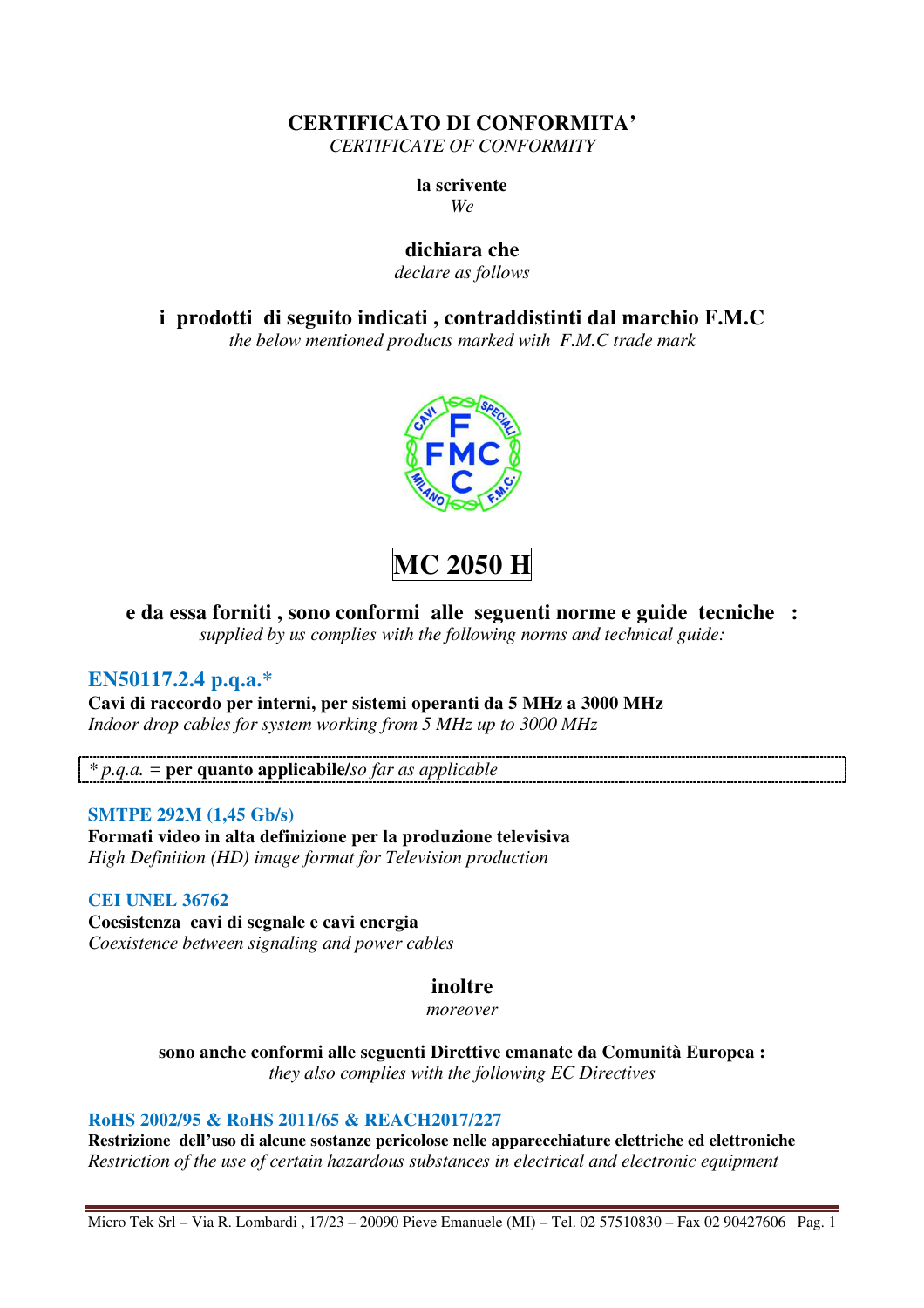# CERTIFICATO DI CONFORMITA'

*CERTIFICATE OF CONFORMITY*

**la scrivente**

*We*

**dichiara che**

*declare as follows*

**i prodotti di seguito indicati , contraddistinti dal marchio F.M.C**

*the below mentioned products marked with F.M.C trade mark*

## MC 2050 H

**e da essa forniti , sono conformi alle seguenti norme e guide tecniche :**

*supplied by us complies with the following norms and technical guide:*

### EN50117.2.4 p.q.a.*

**Cavi di raccordo per interni, per sistemi operanti da 5 MHz a 3000 MHz**

*Indoor drop cables for system working from 5 MHz up to 3000 MHz*

*\* p.q.a.* = **per quanto applicabile/***so far as applicable*

### SMTPE 292M (1,45 Gb/s)

**Formati video in alta definizione per la produzione televisiva**

*High Definition (HD) image format for Television production*

### CEI UNEL 36762

**Coesistenza cavi di segnale e cavi energia**

*Coexistence between signaling and power cables*

**inoltre**

*moreover*

**sono anche conformi alle seguenti Direttive emanate da Comunità Europea :**

*they also complies with the following EC Directives*

### RoHS 2002/95 & RoHS 2011/65 & REACH2017/227

**Restrizione dell'uso di alcune sostanze pericolose nelle apparecchiature elettriche ed elettroniche**

*Restriction of the use of certain hazardous substances in electrical and electronic equipment*

Micro Tek Srl – Via R. Lombardi , 17/23 – 20090 Pieve Emanuele (MI) – Tel. 02 57510830 – Fax 02 90427606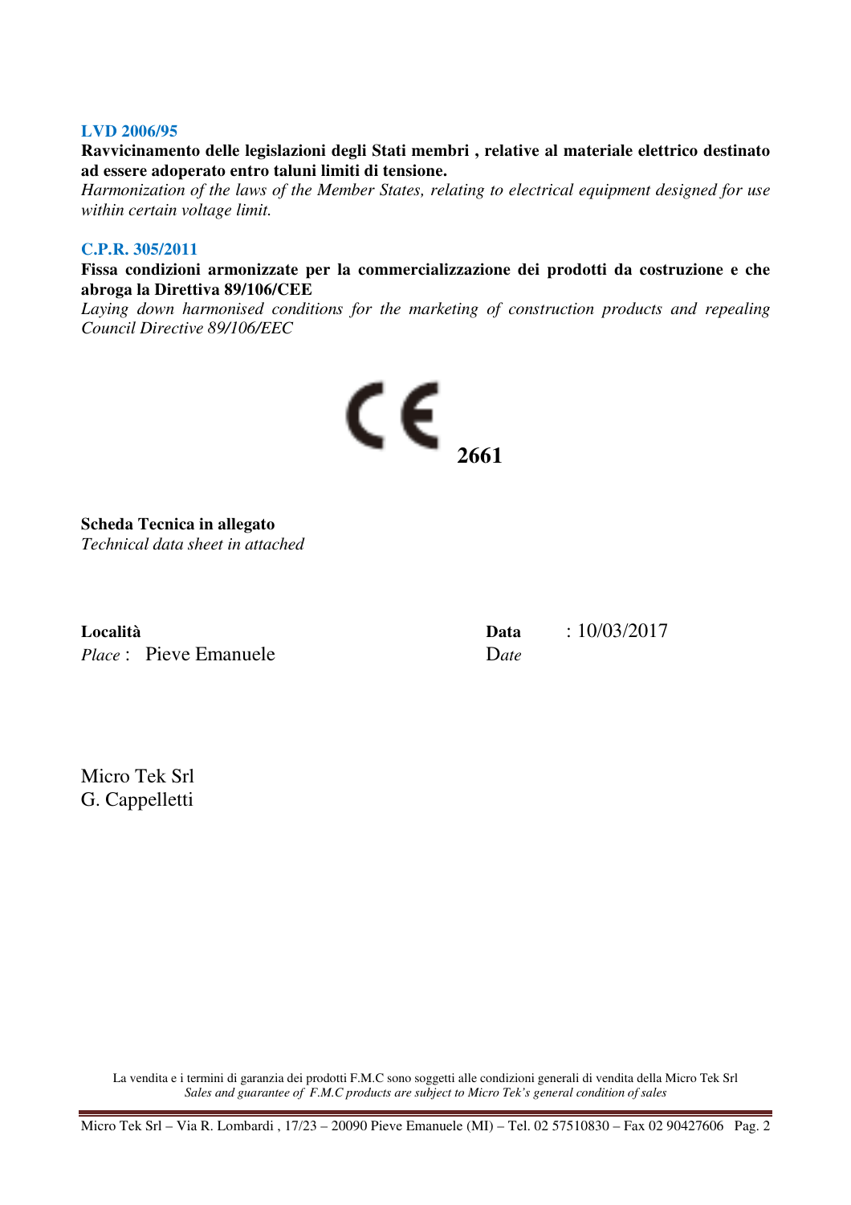**LVD 2006/95**

**Ravvicinamento delle legislazioni degli Stati membri , relative al materiale elettrico destinato ad essere adoperato entro taluni limiti di tensione.**

*Harmonization of the laws of the Member States, relating to electrical equipment designed for use within certain voltage limit.*

**C.P.R. 305/2011**

**Fissa condizioni armonizzate per la commercializzazione dei prodotti da costruzione e che abroga la Direttiva 89/106/CEE**

*Laying down harmonised conditions for the marketing of construction products and repealing Council Directive 89/106/EEC*

CE **2661**

**Scheda Tecnica in allegato**
*Technical data sheet in attached*

**Località**
*Place* : Pieve Emanuele

**Data** : 10/03/2017
*Date*

Micro Tek Srl
G. Cappelletti

La vendita e i termini di garanzia dei prodotti F.M.C sono soggetti alle condizioni generali di vendita della Micro Tek Srl
*Sales and guarantee of F.M.C products are subject to Micro Tek's general condition of sales*

Micro Tek Srl – Via R. Lombardi , 17/23 – 20090 Pieve Emanuele (MI) – Tel. 02 57510830 – Fax 02 90427606